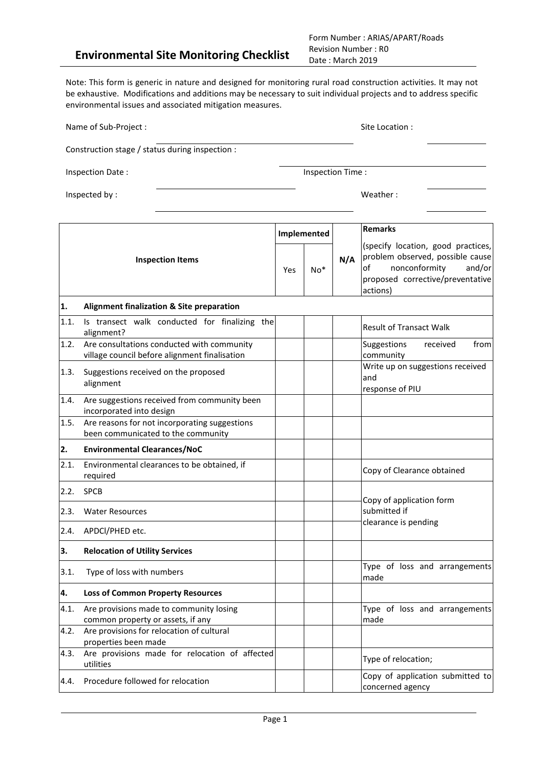# Environmental Site Monitoring Checklist

Form Number : ARIAS/APART/Roads
Revision Number : R0
Date : March 2019

Note: This form is generic in nature and designed for monitoring rural road construction activities. It may not be exhaustive. Modifications and additions may be necessary to suit individual projects and to address specific environmental issues and associated mitigation measures.

Name of Sub-Project : ____________________ Site Location : ____________

Construction stage / status during inspection : ____________________

Inspection Date : ____________________ Inspection Time : ____________

Inspected by : ____________________ Weather : ____________

| | Inspection Items | Implemented | | N/A | Remarks (specify location, good practices, problem observed, possible cause of nonconformity and/or proposed corrective/preventative actions) |
|---|---|---|---|---|---|
| | | Yes | No* | | |
| **1.** | **Alignment finalization & Site preparation** | | | | |
| 1.1. | Is transect walk conducted for finalizing the alignment? | | | | Result of Transact Walk |
| 1.2. | Are consultations conducted with community village council before alignment finalisation | | | | Suggestions received from community |
| 1.3. | Suggestions received on the proposed alignment | | | | Write up on suggestions received and response of PIU |
| 1.4. | Are suggestions received from community been incorporated into design | | | | |
| 1.5. | Are reasons for not incorporating suggestions been communicated to the community | | | | |
| **2.** | **Environmental Clearances/NoC** | | | | |
| 2.1. | Environmental clearances to be obtained, if required | | | | Copy of Clearance obtained |
| 2.2. | SPCB | | | | Copy of application form submitted if clearance is pending |
| 2.3. | Water Resources | | | | |
| 2.4. | APDCl/PHED etc. | | | | |
| **3.** | **Relocation of Utility Services** | | | | |
| 3.1. | Type of loss with numbers | | | | Type of loss and arrangements made |
| **4.** | **Loss of Common Property Resources** | | | | |
| 4.1. | Are provisions made to community losing common property or assets, if any | | | | Type of loss and arrangements made |
| 4.2. | Are provisions for relocation of cultural properties been made | | | | |
| 4.3. | Are provisions made for relocation of affected utilities | | | | Type of relocation; |
| 4.4. | Procedure followed for relocation | | | | Copy of application submitted to concerned agency |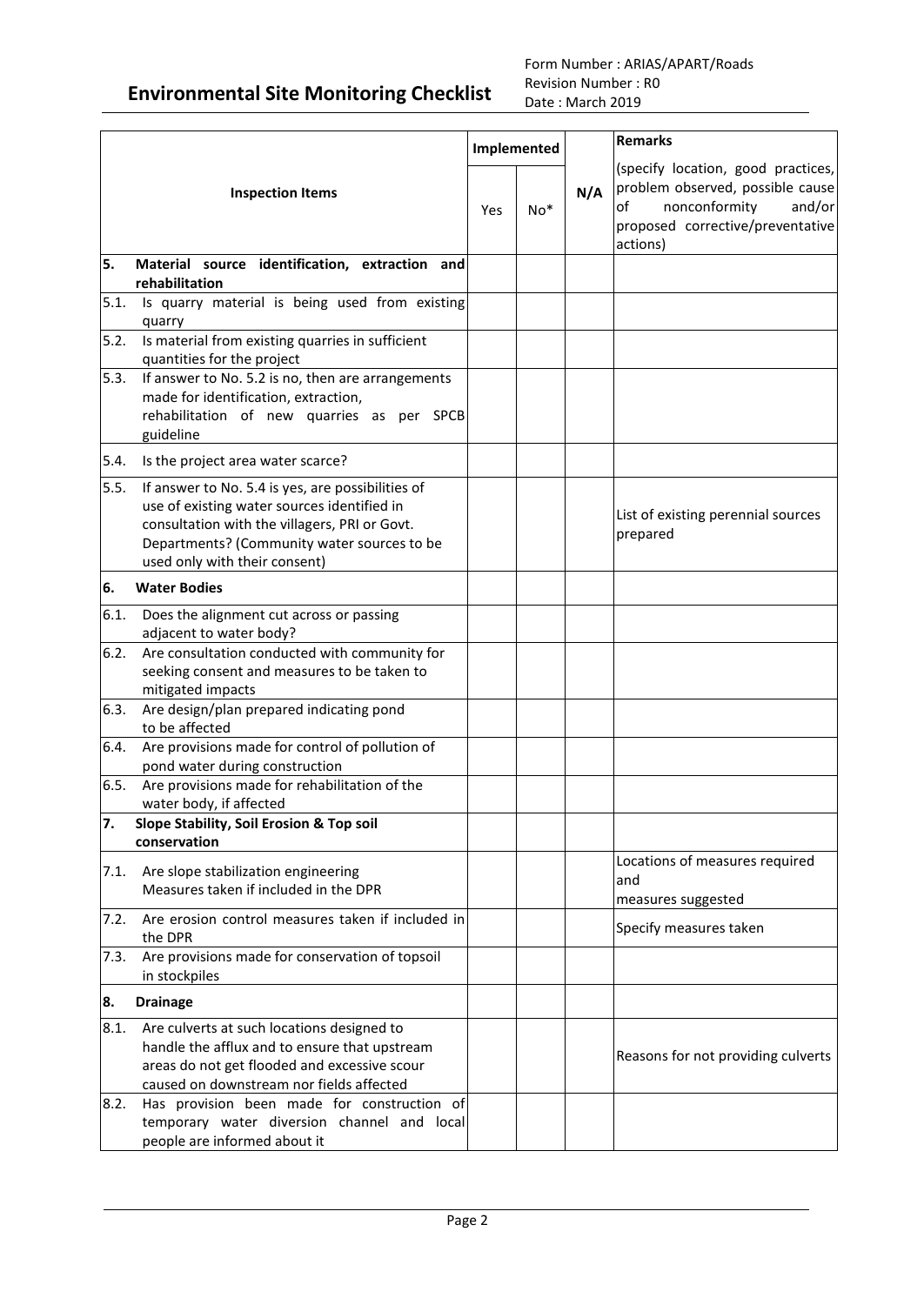# Environmental Site Monitoring Checklist

Form Number : ARIAS/APART/Roads
Revision Number : R0
Date : March 2019

| Inspection Items | | Implemented | | N/A | Remarks (specify location, good practices, problem observed, possible cause of nonconformity and/or proposed corrective/preventative actions) |
|---|---|---|---|---|---|
| | | Yes | No* | | |
| **5.** | **Material source identification, extraction and rehabilitation** | | | | |
| 5.1. | Is quarry material is being used from existing quarry | | | | |
| 5.2. | Is material from existing quarries in sufficient quantities for the project | | | | |
| 5.3. | If answer to No. 5.2 is no, then are arrangements made for identification, extraction, rehabilitation of new quarries as per SPCB guideline | | | | |
| 5.4. | Is the project area water scarce? | | | | |
| 5.5. | If answer to No. 5.4 is yes, are possibilities of use of existing water sources identified in consultation with the villagers, PRI or Govt. Departments? (Community water sources to be used only with their consent) | | | | List of existing perennial sources prepared |
| **6.** | **Water Bodies** | | | | |
| 6.1. | Does the alignment cut across or passing adjacent to water body? | | | | |
| 6.2. | Are consultation conducted with community for seeking consent and measures to be taken to mitigated impacts | | | | |
| 6.3. | Are design/plan prepared indicating pond to be affected | | | | |
| 6.4. | Are provisions made for control of pollution of pond water during construction | | | | |
| 6.5. | Are provisions made for rehabilitation of the water body, if affected | | | | |
| **7.** | **Slope Stability, Soil Erosion & Top soil conservation** | | | | |
| 7.1. | Are slope stabilization engineering Measures taken if included in the DPR | | | | Locations of measures required and measures suggested |
| 7.2. | Are erosion control measures taken if included in the DPR | | | | Specify measures taken |
| 7.3. | Are provisions made for conservation of topsoil in stockpiles | | | | |
| **8.** | **Drainage** | | | | |
| 8.1. | Are culverts at such locations designed to handle the afflux and to ensure that upstream areas do not get flooded and excessive scour caused on downstream nor fields affected | | | | Reasons for not providing culverts |
| 8.2. | Has provision been made for construction of temporary water diversion channel and local people are informed about it | | | | |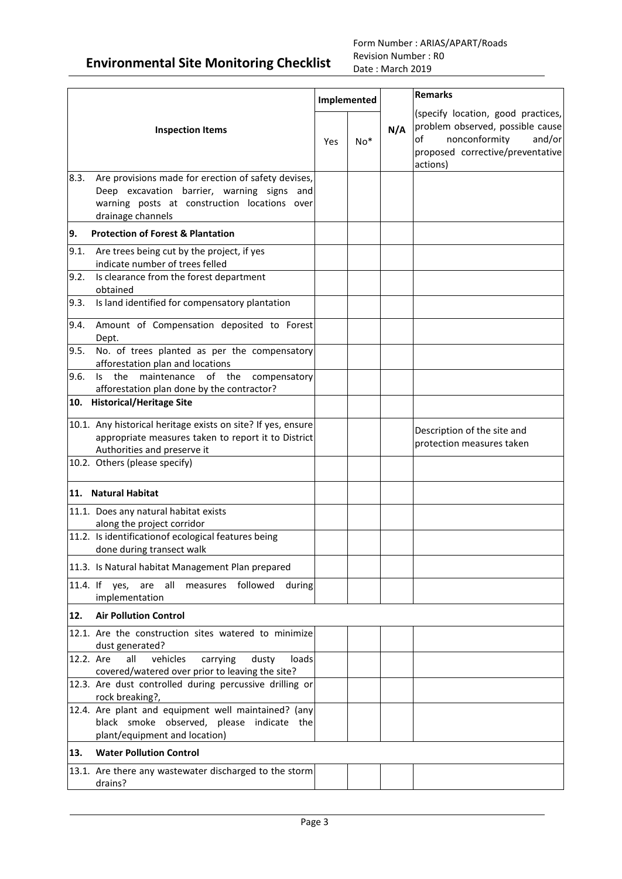# Environmental Site Monitoring Checklist

Form Number : ARIAS/APART/Roads
Revision Number : R0
Date : March 2019

| Inspection Items | Implemented | | N/A | Remarks (specify location, good practices, problem observed, possible cause of nonconformity and/or proposed corrective/preventative actions) |
|---|---|---|---|---|
| | Yes | No* | | |
| 8.3. Are provisions made for erection of safety devises, Deep excavation barrier, warning signs and warning posts at construction locations over drainage channels | | | | |
| **9. Protection of Forest & Plantation** | | | | |
| 9.1. Are trees being cut by the project, if yes indicate number of trees felled | | | | |
| 9.2. Is clearance from the forest department obtained | | | | |
| 9.3. Is land identified for compensatory plantation | | | | |
| 9.4. Amount of Compensation deposited to Forest Dept. | | | | |
| 9.5. No. of trees planted as per the compensatory afforestation plan and locations | | | | |
| 9.6. Is the maintenance of the compensatory afforestation plan done by the contractor? | | | | |
| **10. Historical/Heritage Site** | | | | |
| 10.1. Any historical heritage exists on site? If yes, ensure appropriate measures taken to report it to District Authorities and preserve it | | | | Description of the site and protection measures taken |
| 10.2. Others (please specify) | | | | |
| **11. Natural Habitat** | | | | |
| 11.1. Does any natural habitat exists along the project corridor | | | | |
| 11.2. Is identificationof ecological features being done during transect walk | | | | |
| 11.3. Is Natural habitat Management Plan prepared | | | | |
| 11.4. If yes, are all measures followed during implementation | | | | |
| **12. Air Pollution Control** | | | | |
| 12.1. Are the construction sites watered to minimize dust generated? | | | | |
| 12.2. Are all vehicles carrying dusty loads covered/watered over prior to leaving the site? | | | | |
| 12.3. Are dust controlled during percussive drilling or rock breaking?, | | | | |
| 12.4. Are plant and equipment well maintained? (any black smoke observed, please indicate the plant/equipment and location) | | | | |
| **13. Water Pollution Control** | | | | |
| 13.1. Are there any wastewater discharged to the storm drains? | | | | |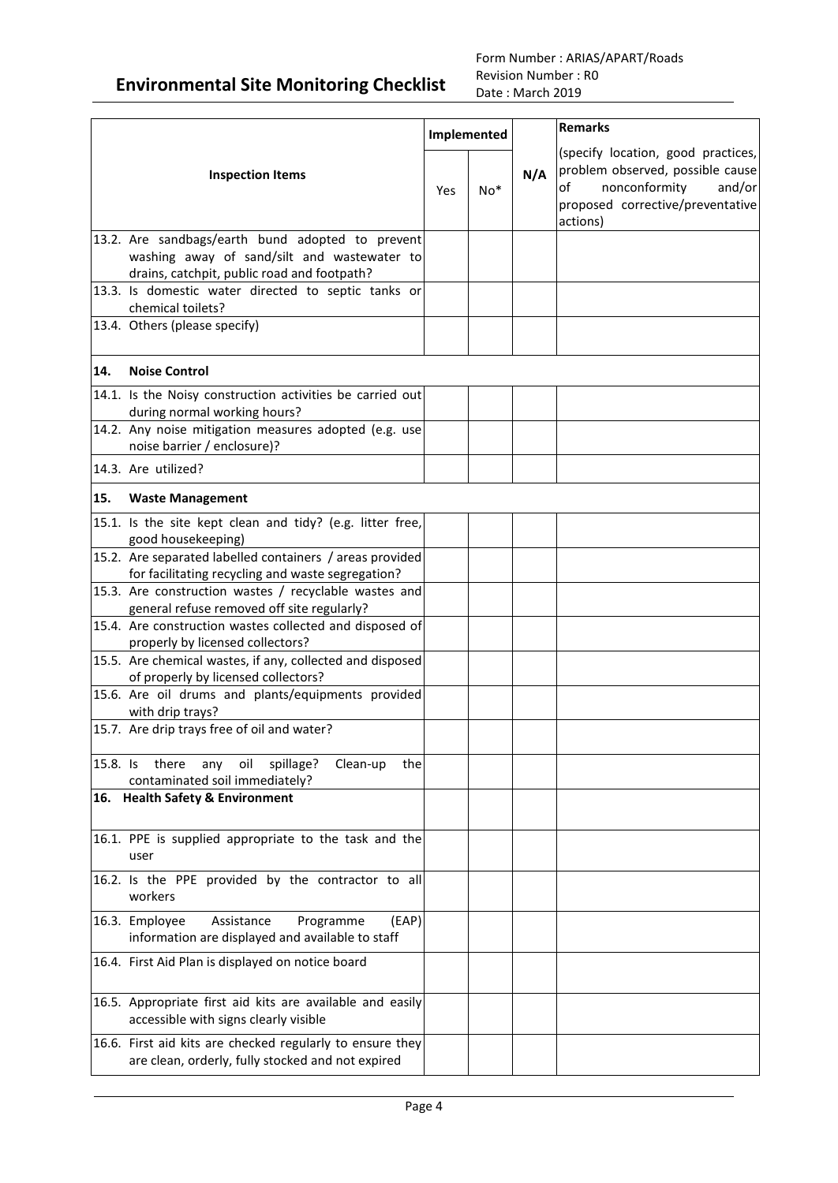| Inspection Items | Implemented | | N/A | Remarks |
|---|---|---|---|---|
| | Yes | No* | | (specify location, good practices, problem observed, possible cause of nonconformity and/or proposed corrective/preventative actions) |
| 13.2. Are sandbags/earth bund adopted to prevent washing away of sand/silt and wastewater to drains, catchpit, public road and footpath? | | | | |
| 13.3. Is domestic water directed to septic tanks or chemical toilets? | | | | |
| 13.4. Others (please specify) | | | | |
| **14. Noise Control** | | | | |
| 14.1. Is the Noisy construction activities be carried out during normal working hours? | | | | |
| 14.2. Any noise mitigation measures adopted (e.g. use noise barrier / enclosure)? | | | | |
| 14.3. Are utilized? | | | | |
| **15. Waste Management** | | | | |
| 15.1. Is the site kept clean and tidy? (e.g. litter free, good housekeeping) | | | | |
| 15.2. Are separated labelled containers / areas provided for facilitating recycling and waste segregation? | | | | |
| 15.3. Are construction wastes / recyclable wastes and general refuse removed off site regularly? | | | | |
| 15.4. Are construction wastes collected and disposed of properly by licensed collectors? | | | | |
| 15.5. Are chemical wastes, if any, collected and disposed of properly by licensed collectors? | | | | |
| 15.6. Are oil drums and plants/equipments provided with drip trays? | | | | |
| 15.7. Are drip trays free of oil and water? | | | | |
| 15.8. Is there any oil spillage? Clean-up the contaminated soil immediately? | | | | |
| **16. Health Safety & Environment** | | | | |
| 16.1. PPE is supplied appropriate to the task and the user | | | | |
| 16.2. Is the PPE provided by the contractor to all workers | | | | |
| 16.3. Employee Assistance Programme (EAP) information are displayed and available to staff | | | | |
| 16.4. First Aid Plan is displayed on notice board | | | | |
| 16.5. Appropriate first aid kits are available and easily accessible with signs clearly visible | | | | |
| 16.6. First aid kits are checked regularly to ensure they are clean, orderly, fully stocked and not expired | | | | |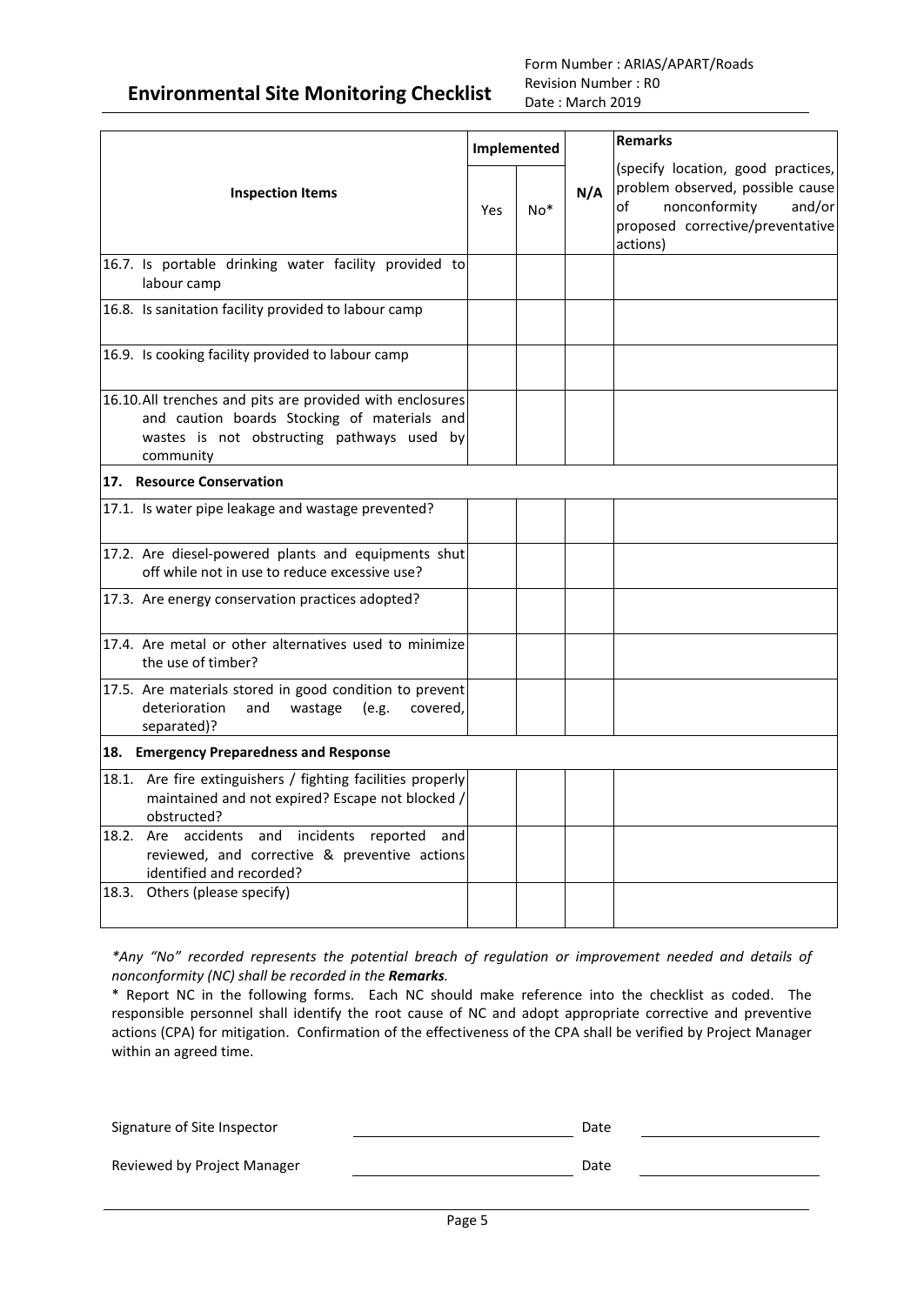## Environmental Site Monitoring Checklist

Form Number : ARIAS/APART/Roads
Revision Number : R0
Date : March 2019

| Inspection Items | Implemented | | N/A | Remarks (specify location, good practices, problem observed, possible cause of nonconformity and/or proposed corrective/preventative actions) |
|---|---|---|---|---|
| | Yes | No* | | |
| 16.7. Is portable drinking water facility provided to labour camp | | | | |
| 16.8. Is sanitation facility provided to labour camp | | | | |
| 16.9. Is cooking facility provided to labour camp | | | | |
| 16.10. All trenches and pits are provided with enclosures and caution boards Stocking of materials and wastes is not obstructing pathways used by community | | | | |
| **17. Resource Conservation** | | | | |
| 17.1. Is water pipe leakage and wastage prevented? | | | | |
| 17.2. Are diesel-powered plants and equipments shut off while not in use to reduce excessive use? | | | | |
| 17.3. Are energy conservation practices adopted? | | | | |
| 17.4. Are metal or other alternatives used to minimize the use of timber? | | | | |
| 17.5. Are materials stored in good condition to prevent deterioration and wastage (e.g. covered, separated)? | | | | |
| **18. Emergency Preparedness and Response** | | | | |
| 18.1. Are fire extinguishers / fighting facilities properly maintained and not expired? Escape not blocked / obstructed? | | | | |
| 18.2. Are accidents and incidents reported and reviewed, and corrective & preventive actions identified and recorded? | | | | |
| 18.3. Others (please specify) | | | | |

*\*Any "No" recorded represents the potential breach of regulation or improvement needed and details of nonconformity (NC) shall be recorded in the **Remarks**.*

\* Report NC in the following forms. Each NC should make reference into the checklist as coded. The responsible personnel shall identify the root cause of NC and adopt appropriate corrective and preventive actions (CPA) for mitigation. Confirmation of the effectiveness of the CPA shall be verified by Project Manager within an agreed time.

Signature of Site Inspector \_\_\_\_\_\_\_\_\_\_\_\_\_\_\_\_\_\_\_\_ Date \_\_\_\_\_\_\_\_\_\_\_\_\_\_\_\_

Reviewed by Project Manager \_\_\_\_\_\_\_\_\_\_\_\_\_\_\_\_\_\_\_\_ Date \_\_\_\_\_\_\_\_\_\_\_\_\_\_\_\_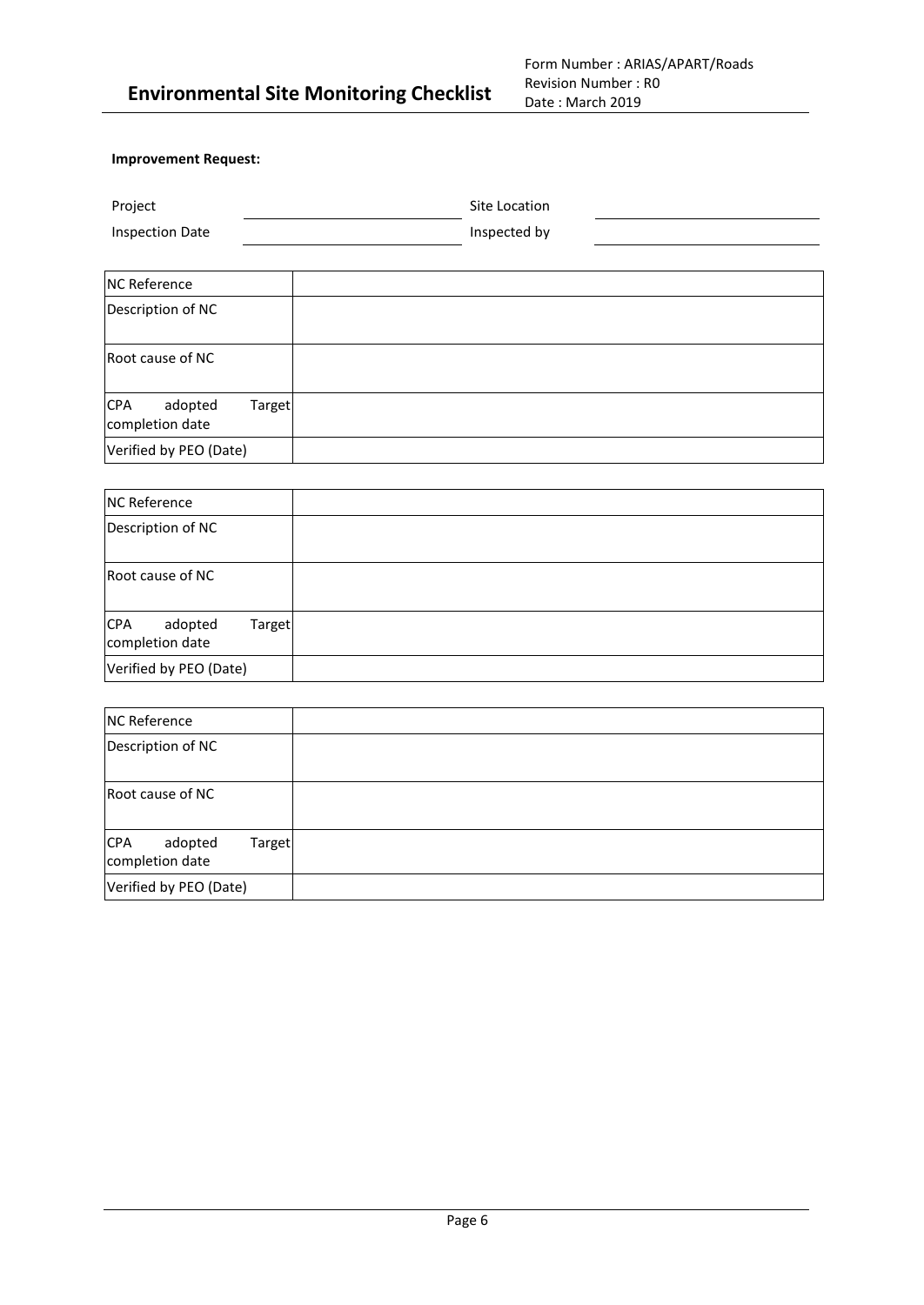# Environmental Site Monitoring Checklist

Form Number : ARIAS/APART/Roads
Revision Number : R0
Date : March 2019

**Improvement Request:**

| | | | |
|---|---|---|---|
| Project | | Site Location | |
| Inspection Date | | Inspected by | |

| | |
|---|---|
| NC Reference | |
| Description of NC | |
| Root cause of NC | |
| CPA adopted Target completion date | |
| Verified by PEO (Date) | |

| | |
|---|---|
| NC Reference | |
| Description of NC | |
| Root cause of NC | |
| CPA adopted Target completion date | |
| Verified by PEO (Date) | |

| | |
|---|---|
| NC Reference | |
| Description of NC | |
| Root cause of NC | |
| CPA adopted Target completion date | |
| Verified by PEO (Date) | |